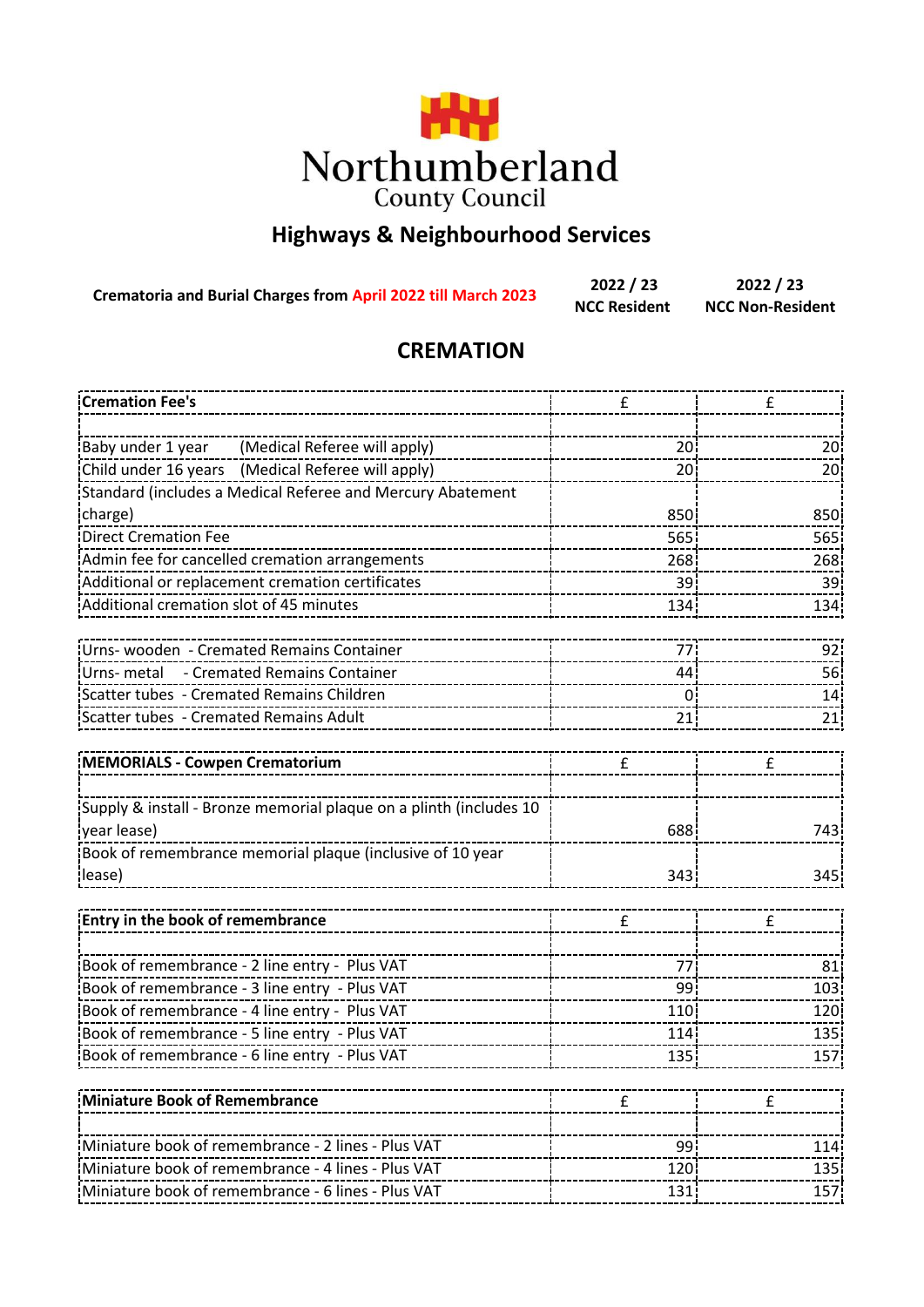Northumberland County Council

## Highways & Neighbourhood Services

**Crematoria and Burial Charges from April 2022 till March 2023**

# CREMATION

| Cremation Fee's | 2022 / 23 NCC Resident £ | 2022 / 23 NCC Non-Resident £ |
|---|---|---|
| Baby under 1 year (Medical Referee will apply) | 20 | 20 |
| Child under 16 years (Medical Referee will apply) | 20 | 20 |
| Standard (includes a Medical Referee and Mercury Abatement charge) | 850 | 850 |
| Direct Cremation Fee | 565 | 565 |
| Admin fee for cancelled cremation arrangements | 268 | 268 |
| Additional or replacement cremation certificates | 39 | 39 |
| Additional cremation slot of 45 minutes | 134 | 134 |
| Urns- wooden - Cremated Remains Container | 77 | 92 |
| Urns- metal - Cremated Remains Container | 44 | 56 |
| Scatter tubes - Cremated Remains Children | 0 | 14 |
| Scatter tubes - Cremated Remains Adult | 21 | 21 |

| MEMORIALS - Cowpen Crematorium | £ | £ |
|---|---|---|
| Supply & install - Bronze memorial plaque on a plinth (includes 10 year lease) | 688 | 743 |
| Book of remembrance memorial plaque (inclusive of 10 year lease) | 343 | 345 |

| Entry in the book of remembrance | £ | £ |
|---|---|---|
| Book of remembrance - 2 line entry - Plus VAT | 77 | 81 |
| Book of remembrance - 3 line entry - Plus VAT | 99 | 103 |
| Book of remembrance - 4 line entry - Plus VAT | 110 | 120 |
| Book of remembrance - 5 line entry - Plus VAT | 114 | 135 |
| Book of remembrance - 6 line entry - Plus VAT | 135 | 157 |

| Miniature Book of Remembrance | £ | £ |
|---|---|---|
| Miniature book of remembrance - 2 lines - Plus VAT | 99 | 114 |
| Miniature book of remembrance - 4 lines - Plus VAT | 120 | 135 |
| Miniature book of remembrance - 6 lines - Plus VAT | 131 | 157 |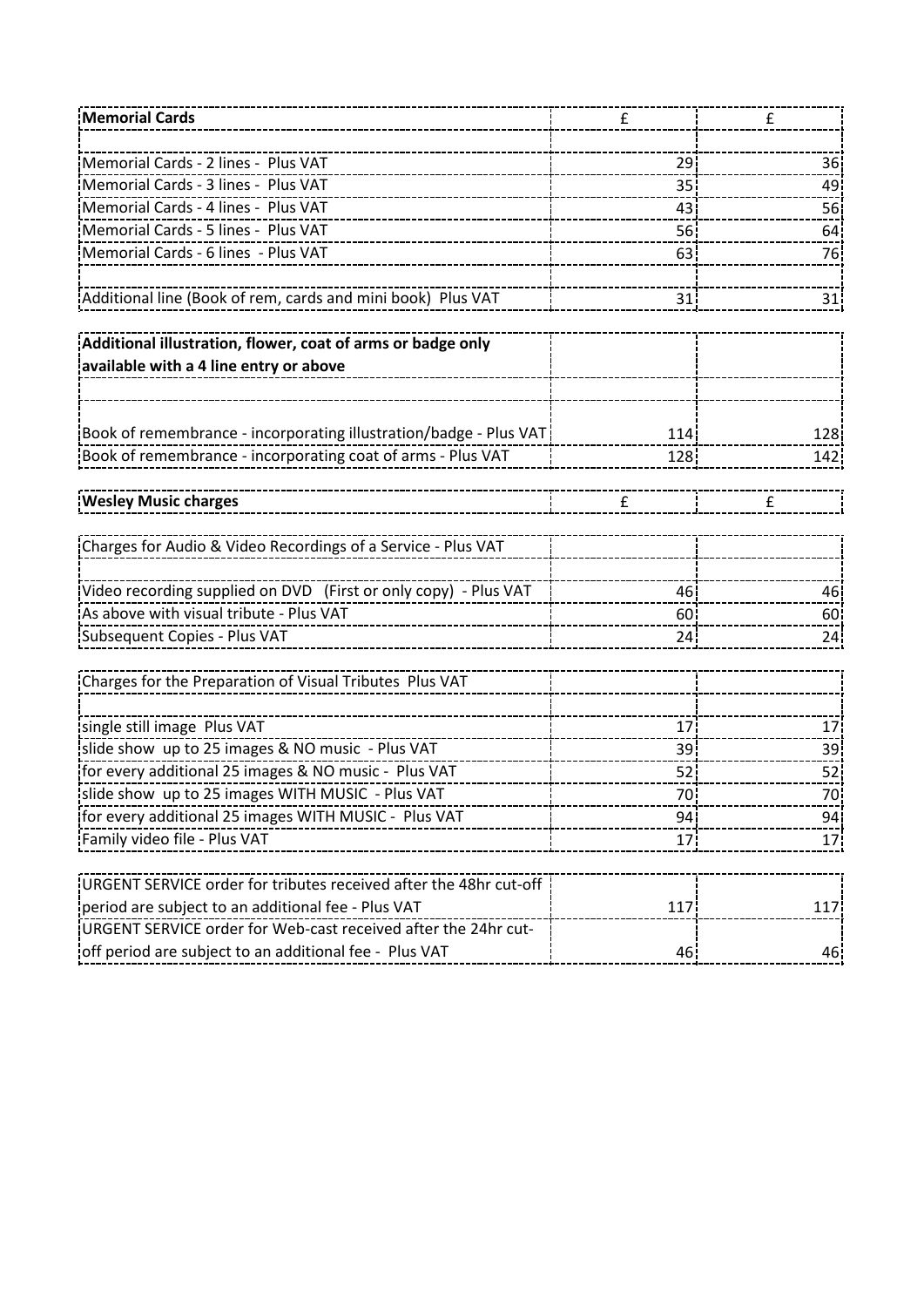| Memorial Cards | £ | £ |
|---|---|---|
| | | |
| Memorial Cards - 2 lines - Plus VAT | 29 | 36 |
| Memorial Cards - 3 lines - Plus VAT | 35 | 49 |
| Memorial Cards - 4 lines - Plus VAT | 43 | 56 |
| Memorial Cards - 5 lines - Plus VAT | 56 | 64 |
| Memorial Cards - 6 lines - Plus VAT | 63 | 76 |
| | | |
| Additional line (Book of rem, cards and mini book) Plus VAT | 31 | 31 |

| Additional illustration, flower, coat of arms or badge only available with a 4 line entry or above | | |
|---|---|---|
| | | |
| Book of remembrance - incorporating illustration/badge - Plus VAT | 114 | 128 |
| Book of remembrance - incorporating coat of arms - Plus VAT | 128 | 142 |

| Wesley Music charges | £ | £ |
|---|---|---|

| Charges for Audio & Video Recordings of a Service - Plus VAT | | |
|---|---|---|
| | | |
| Video recording supplied on DVD (First or only copy) - Plus VAT | 46 | 46 |
| As above with visual tribute - Plus VAT | 60 | 60 |
| Subsequent Copies - Plus VAT | 24 | 24 |

| Charges for the Preparation of Visual Tributes Plus VAT | | |
|---|---|---|
| | | |
| single still image Plus VAT | 17 | 17 |
| slide show up to 25 images & NO music - Plus VAT | 39 | 39 |
| for every additional 25 images & NO music - Plus VAT | 52 | 52 |
| slide show up to 25 images WITH MUSIC - Plus VAT | 70 | 70 |
| for every additional 25 images WITH MUSIC - Plus VAT | 94 | 94 |
| Family video file - Plus VAT | 17 | 17 |

| URGENT SERVICE order for tributes received after the 48hr cut-off period are subject to an additional fee - Plus VAT | 117 | 117 |
|---|---|---|
| URGENT SERVICE order for Web-cast received after the 24hr cut-off period are subject to an additional fee - Plus VAT | 46 | 46 |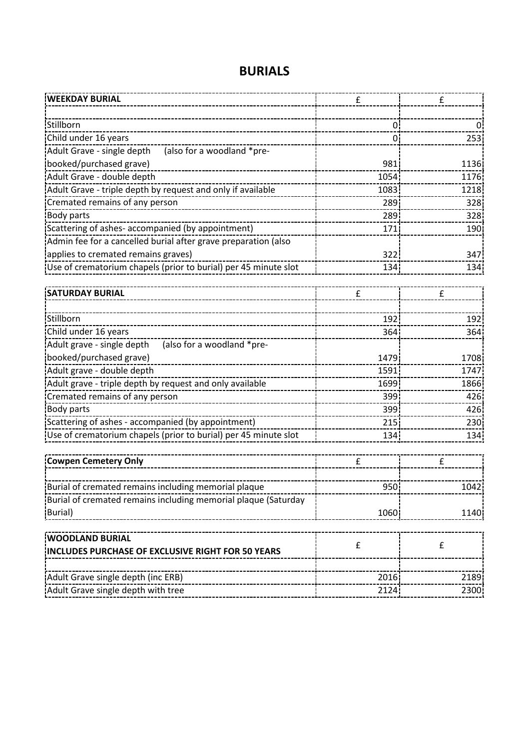# BURIALS

| WEEKDAY BURIAL | £ | £ |
|---|---|---|
| | | |
| Stillborn | 0 | 0 |
| Child under 16 years | 0 | 253 |
| Adult Grave - single depth (also for a woodland *pre-booked/purchased grave) | 981 | 1136 |
| Adult Grave - double depth | 1054 | 1176 |
| Adult Grave - triple depth by request and only if available | 1083 | 1218 |
| Cremated remains of any person | 289 | 328 |
| Body parts | 289 | 328 |
| Scattering of ashes- accompanied (by appointment) | 171 | 190 |
| Admin fee for a cancelled burial after grave preparation (also applies to cremated remains graves) | 322 | 347 |
| Use of crematorium chapels (prior to burial) per 45 minute slot | 134 | 134 |

| SATURDAY BURIAL | £ | £ |
|---|---|---|
| | | |
| Stillborn | 192 | 192 |
| Child under 16 years | 364 | 364 |
| Adult grave - single depth (also for a woodland *pre-booked/purchased grave) | 1479 | 1708 |
| Adult grave - double depth | 1591 | 1747 |
| Adult grave - triple depth by request and only available | 1699 | 1866 |
| Cremated remains of any person | 399 | 426 |
| Body parts | 399 | 426 |
| Scattering of ashes - accompanied (by appointment) | 215 | 230 |
| Use of crematorium chapels (prior to burial) per 45 minute slot | 134 | 134 |

| Cowpen Cemetery Only | £ | £ |
|---|---|---|
| | | |
| Burial of cremated remains including memorial plaque | 950 | 1042 |
| Burial of cremated remains including memorial plaque (Saturday Burial) | 1060 | 1140 |

| WOODLAND BURIAL INCLUDES PURCHASE OF EXCLUSIVE RIGHT FOR 50 YEARS | £ | £ |
|---|---|---|
| | | |
| Adult Grave single depth (inc ERB) | 2016 | 2189 |
| Adult Grave single depth with tree | 2124 | 2300 |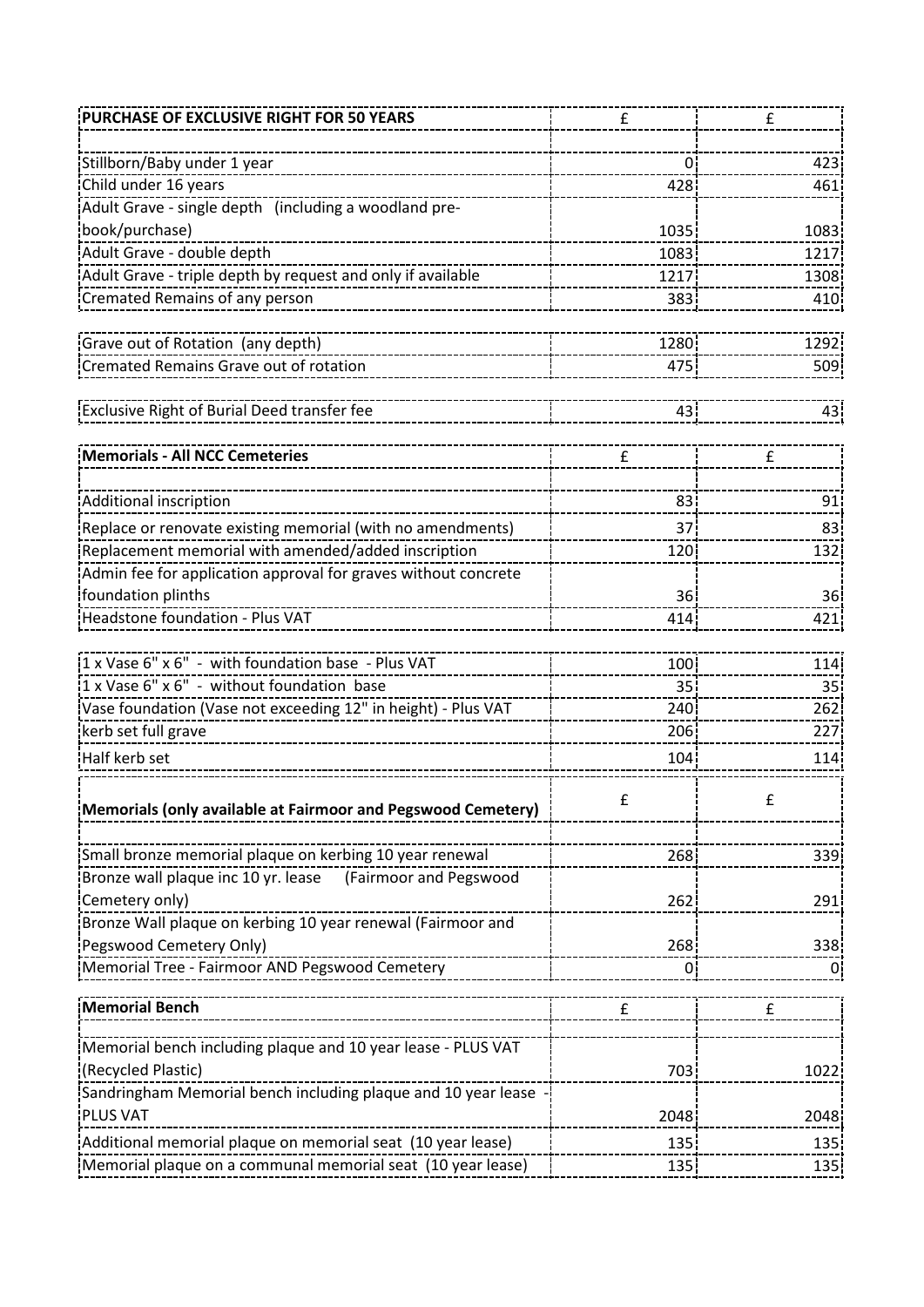| PURCHASE OF EXCLUSIVE RIGHT FOR 50 YEARS | £ | £ |
|---|---|---|
| | | |
| Stillborn/Baby under 1 year | 0 | 423 |
| Child under 16 years | 428 | 461 |
| Adult Grave - single depth (including a woodland pre-book/purchase) | 1035 | 1083 |
| Adult Grave - double depth | 1083 | 1217 |
| Adult Grave - triple depth by request and only if available | 1217 | 1308 |
| Cremated Remains of any person | 383 | 410 |

| | | |
|---|---|---|
| Grave out of Rotation (any depth) | 1280 | 1292 |
| Cremated Remains Grave out of rotation | 475 | 509 |

| | | |
|---|---|---|
| Exclusive Right of Burial Deed transfer fee | 43 | 43 |

| Memorials - All NCC Cemeteries | £ | £ |
|---|---|---|
| | | |
| Additional inscription | 83 | 91 |
| Replace or renovate existing memorial (with no amendments) | 37 | 83 |
| Replacement memorial with amended/added inscription | 120 | 132 |
| Admin fee for application approval for graves without concrete foundation plinths | 36 | 36 |
| Headstone foundation - Plus VAT | 414 | 421 |

| | | |
|---|---|---|
| 1 x Vase 6" x 6" - with foundation base - Plus VAT | 100 | 114 |
| 1 x Vase 6" x 6" - without foundation base | 35 | 35 |
| Vase foundation (Vase not exceeding 12" in height) - Plus VAT | 240 | 262 |
| kerb set full grave | 206 | 227 |
| Half kerb set | 104 | 114 |

| Memorials (only available at Fairmoor and Pegswood Cemetery) | £ | £ |
|---|---|---|
| | | |
| Small bronze memorial plaque on kerbing 10 year renewal | 268 | 339 |
| Bronze wall plaque inc 10 yr. lease (Fairmoor and Pegswood Cemetery only) | 262 | 291 |
| Bronze Wall plaque on kerbing 10 year renewal (Fairmoor and Pegswood Cemetery Only) | 268 | 338 |
| Memorial Tree - Fairmoor AND Pegswood Cemetery | 0 | 0 |

| Memorial Bench | £ | £ |
|---|---|---|
| | | |
| Memorial bench including plaque and 10 year lease - PLUS VAT (Recycled Plastic) | 703 | 1022 |
| Sandringham Memorial bench including plaque and 10 year lease - PLUS VAT | 2048 | 2048 |
| Additional memorial plaque on memorial seat (10 year lease) | 135 | 135 |
| Memorial plaque on a communal memorial seat (10 year lease) | 135 | 135 |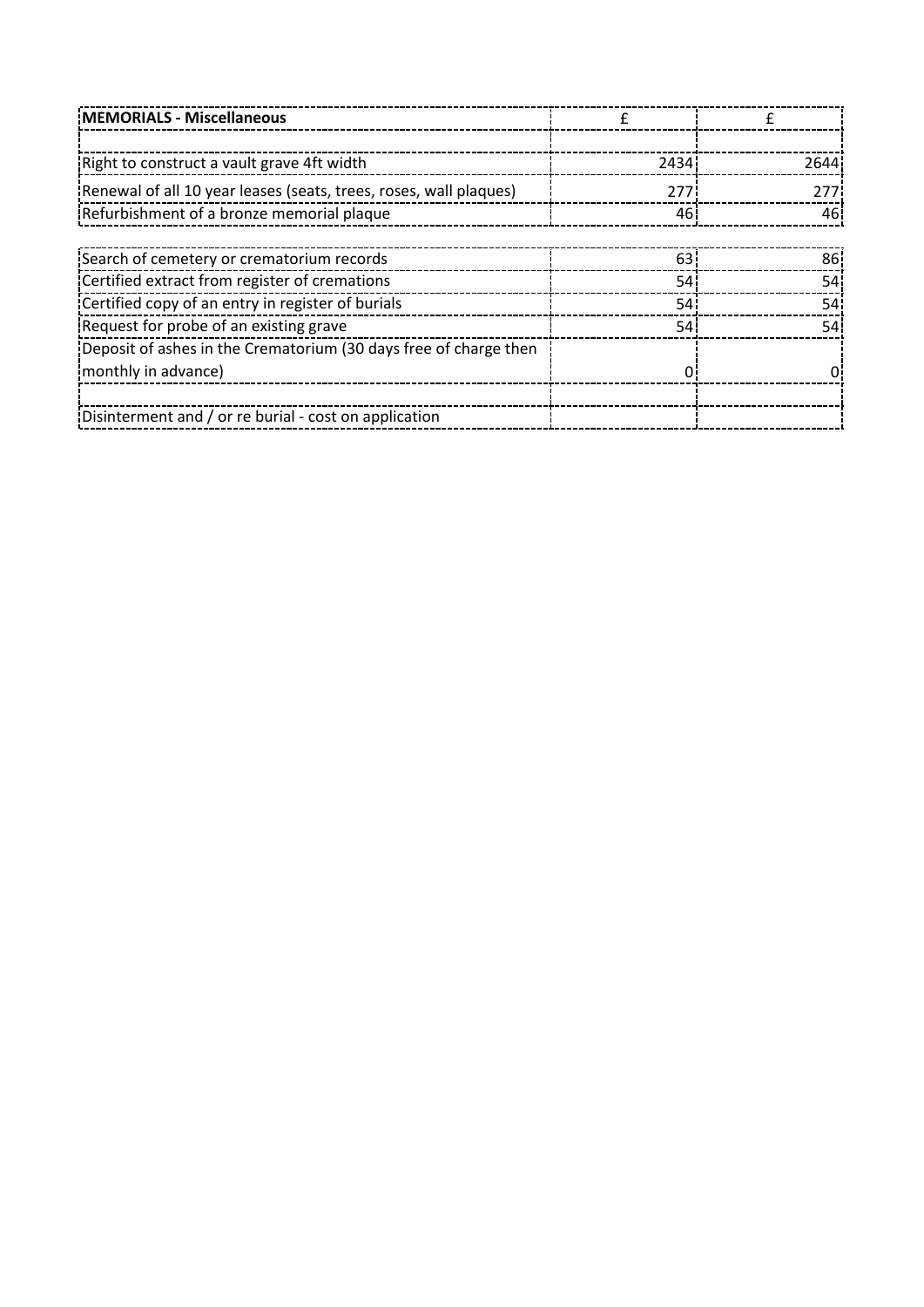| **MEMORIALS - Miscellaneous** | £ | £ |
|---|---|---|
| | | |
| Right to construct a vault grave 4ft width | 2434 | 2644 |
| Renewal of all 10 year leases (seats, trees, roses, wall plaques) | 277 | 277 |
| Refurbishment of a bronze memorial plaque | 46 | 46 |

| | | |
|---|---|---|
| Search of cemetery or crematorium records | 63 | 86 |
| Certified extract from register of cremations | 54 | 54 |
| Certified copy of an entry in register of burials | 54 | 54 |
| Request for probe of an existing grave | 54 | 54 |
| Deposit of ashes in the Crematorium (30 days free of charge then monthly in advance) | 0 | 0 |
| | | |
| Disinterment and / or re burial - cost on application | | |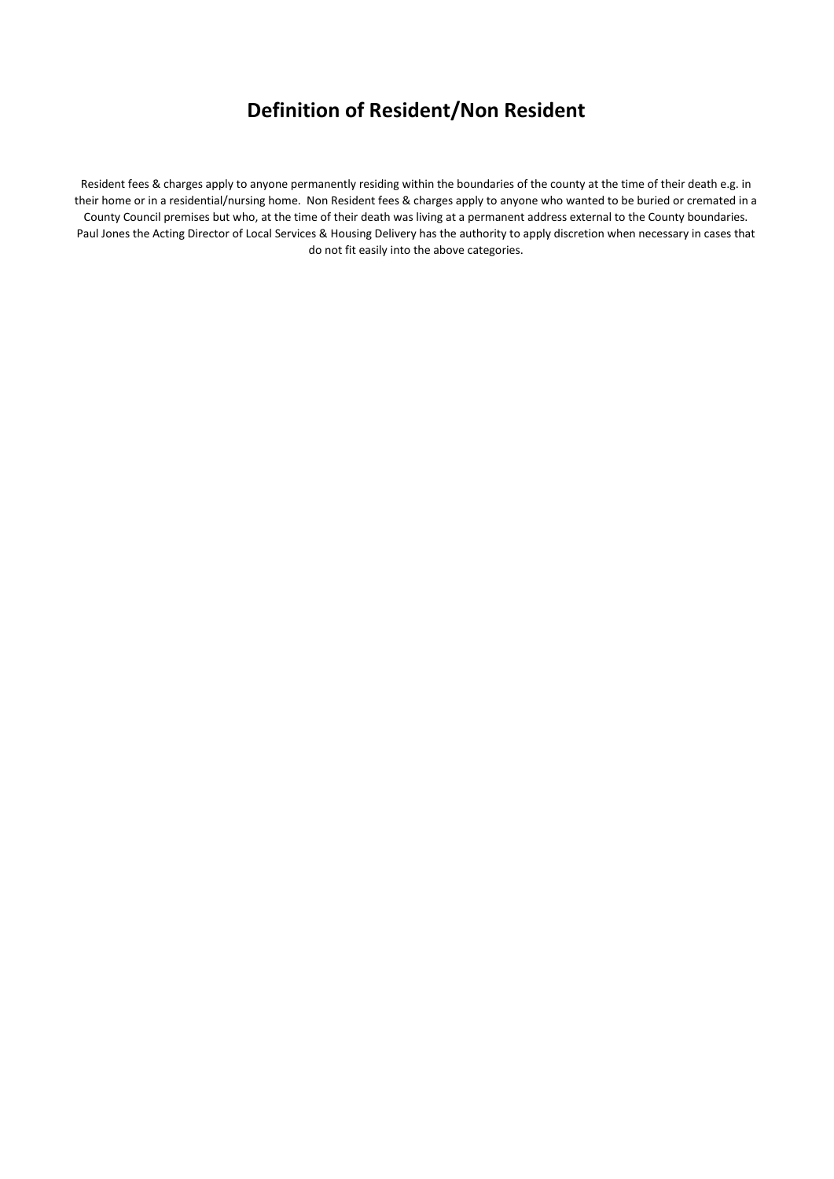# Definition of Resident/Non Resident

Resident fees & charges apply to anyone permanently residing within the boundaries of the county at the time of their death e.g. in their home or in a residential/nursing home. Non Resident fees & charges apply to anyone who wanted to be buried or cremated in a County Council premises but who, at the time of their death was living at a permanent address external to the County boundaries. Paul Jones the Acting Director of Local Services & Housing Delivery has the authority to apply discretion when necessary in cases that do not fit easily into the above categories.